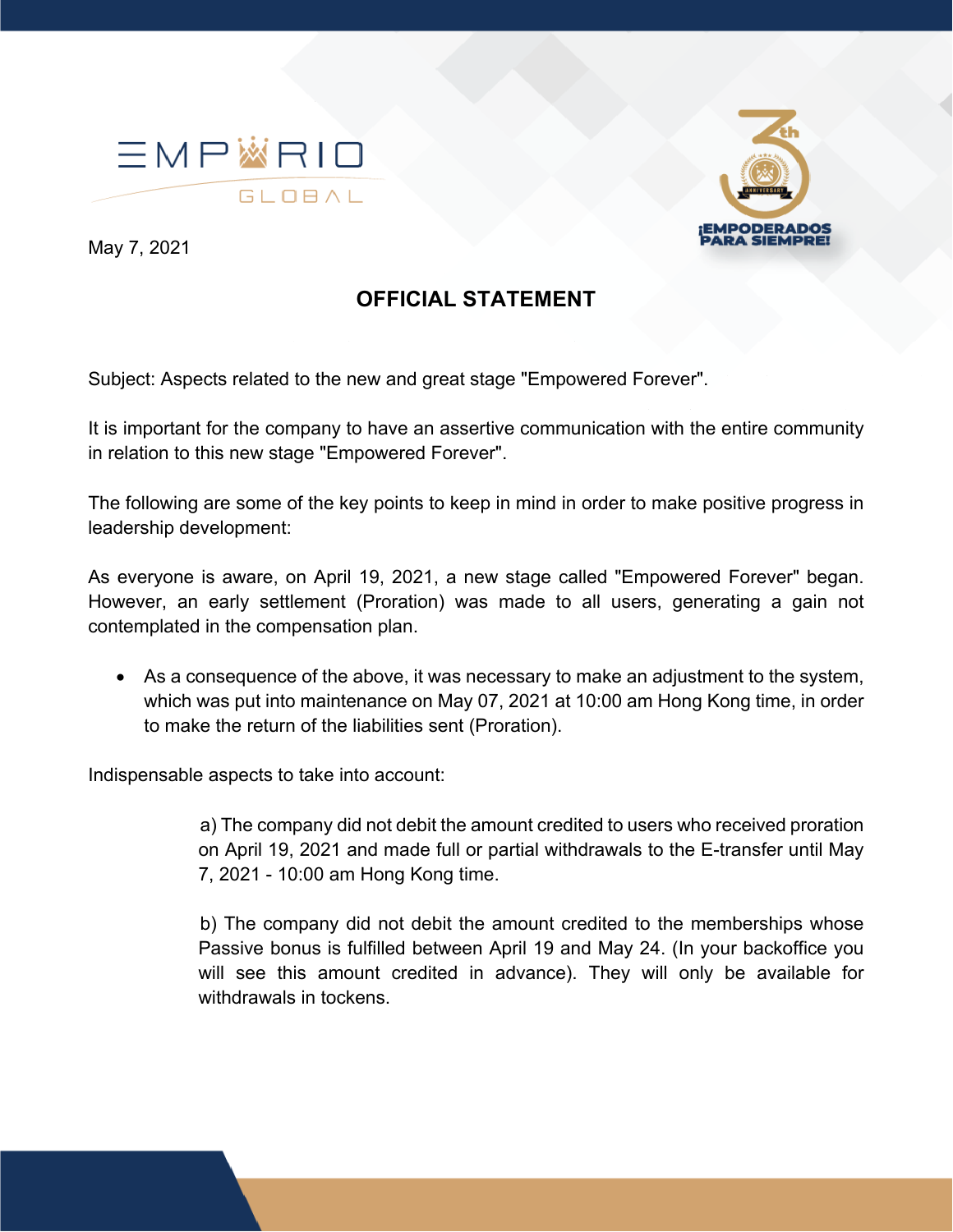EMPIRIO GLOBAL

¡EMPODERADOS PARA SIEMPRE!

May 7, 2021

## OFFICIAL STATEMENT

Subject: Aspects related to the new and great stage "Empowered Forever".

It is important for the company to have an assertive communication with the entire community in relation to this new stage "Empowered Forever".

The following are some of the key points to keep in mind in order to make positive progress in leadership development:

As everyone is aware, on April 19, 2021, a new stage called "Empowered Forever" began. However, an early settlement (Proration) was made to all users, generating a gain not contemplated in the compensation plan.

- As a consequence of the above, it was necessary to make an adjustment to the system, which was put into maintenance on May 07, 2021 at 10:00 am Hong Kong time, in order to make the return of the liabilities sent (Proration).

Indispensable aspects to take into account:

a) The company did not debit the amount credited to users who received proration on April 19, 2021 and made full or partial withdrawals to the E-transfer until May 7, 2021 - 10:00 am Hong Kong time.

b) The company did not debit the amount credited to the memberships whose Passive bonus is fulfilled between April 19 and May 24. (In your backoffice you will see this amount credited in advance). They will only be available for withdrawals in tockens.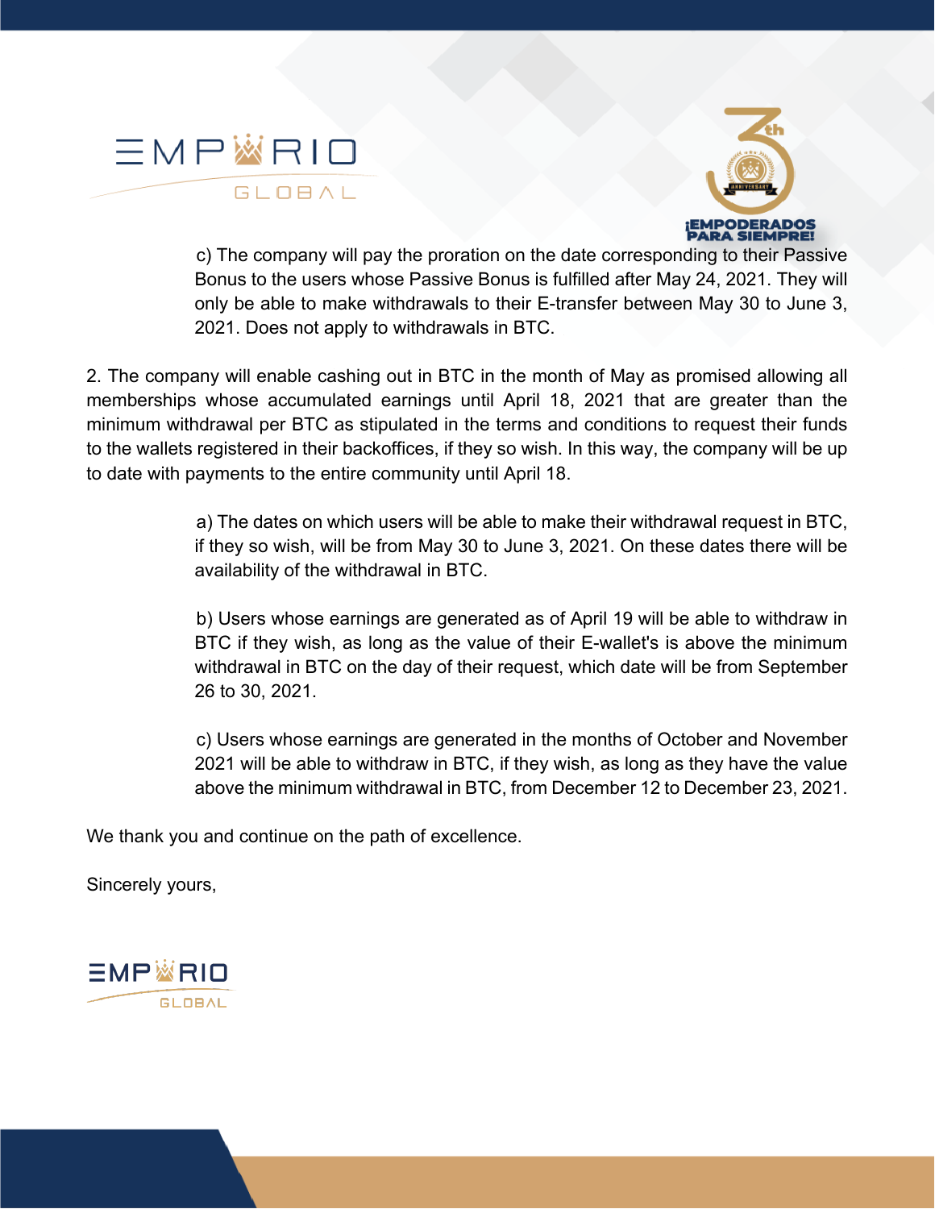c) The company will pay the proration on the date corresponding to their Passive Bonus to the users whose Passive Bonus is fulfilled after May 24, 2021. They will only be able to make withdrawals to their E-transfer between May 30 to June 3, 2021. Does not apply to withdrawals in BTC.

2. The company will enable cashing out in BTC in the month of May as promised allowing all memberships whose accumulated earnings until April 18, 2021 that are greater than the minimum withdrawal per BTC as stipulated in the terms and conditions to request their funds to the wallets registered in their backoffices, if they so wish. In this way, the company will be up to date with payments to the entire community until April 18.

a) The dates on which users will be able to make their withdrawal request in BTC, if they so wish, will be from May 30 to June 3, 2021. On these dates there will be availability of the withdrawal in BTC.

b) Users whose earnings are generated as of April 19 will be able to withdraw in BTC if they wish, as long as the value of their E-wallet's is above the minimum withdrawal in BTC on the day of their request, which date will be from September 26 to 30, 2021.

c) Users whose earnings are generated in the months of October and November 2021 will be able to withdraw in BTC, if they wish, as long as they have the value above the minimum withdrawal in BTC, from December 12 to December 23, 2021.

We thank you and continue on the path of excellence.

Sincerely yours,

EMPORIO GLOBAL